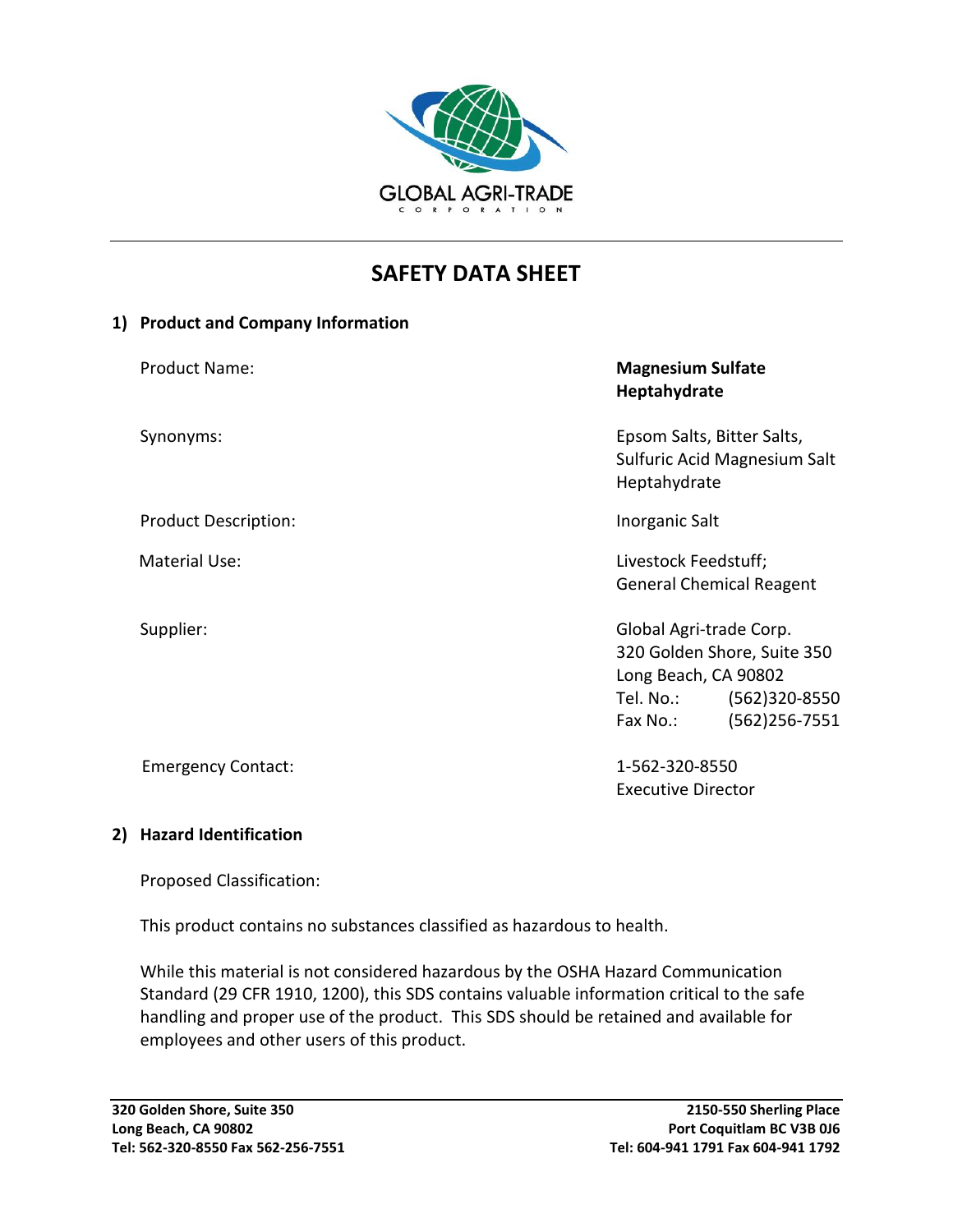GLOBAL AGRI-TRADE
CORPORATION

# SAFETY DATA SHEET

## 1) Product and Company Information

| | |
|---|---|
| Product Name: | **Magnesium Sulfate Heptahydrate** |
| Synonyms: | Epsom Salts, Bitter Salts, Sulfuric Acid Magnesium Salt Heptahydrate |
| Product Description: | Inorganic Salt |
| Material Use: | Livestock Feedstuff; General Chemical Reagent |
| Supplier: | Global Agri-trade Corp.<br>320 Golden Shore, Suite 350<br>Long Beach, CA 90802<br>Tel. No.: (562)320-8550<br>Fax No.: (562)256-7551 |
| Emergency Contact: | 1-562-320-8550<br>Executive Director |

## 2) Hazard Identification

Proposed Classification:

This product contains no substances classified as hazardous to health.

While this material is not considered hazardous by the OSHA Hazard Communication Standard (29 CFR 1910, 1200), this SDS contains valuable information critical to the safe handling and proper use of the product. This SDS should be retained and available for employees and other users of this product.

**320 Golden Shore, Suite 350**
**Long Beach, CA 90802**
**Tel: 562-320-8550 Fax 562-256-7551**

**2150-550 Sherling Place**
**Port Coquitlam BC V3B 0J6**
**Tel: 604-941 1791 Fax 604-941 1792**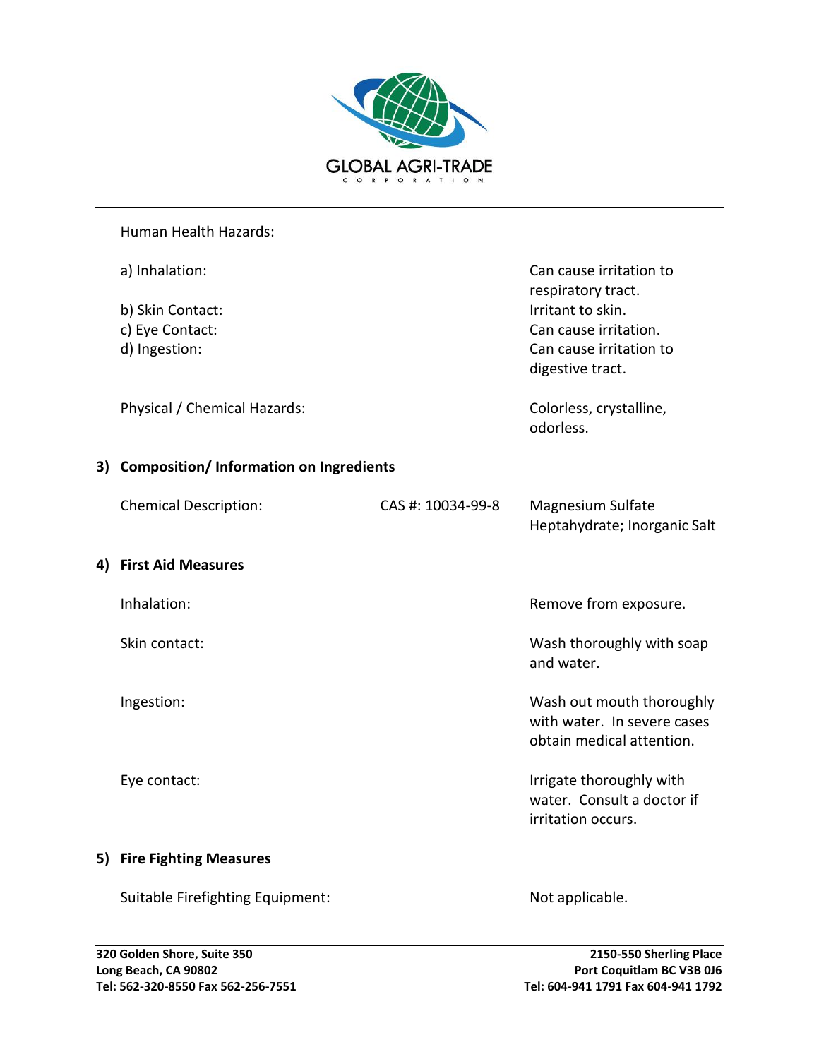Human Health Hazards:

| | |
|---|---|
| a) Inhalation: | Can cause irritation to respiratory tract. |
| b) Skin Contact: | Irritant to skin. |
| c) Eye Contact: | Can cause irritation. |
| d) Ingestion: | Can cause irritation to digestive tract. |

Physical / Chemical Hazards: Colorless, crystalline, odorless.

## 3) Composition/ Information on Ingredients

| | | |
|---|---|---|
| Chemical Description: | CAS #: 10034-99-8 | Magnesium Sulfate Heptahydrate; Inorganic Salt |

## 4) First Aid Measures

| | |
|---|---|
| Inhalation: | Remove from exposure. |
| Skin contact: | Wash thoroughly with soap and water. |
| Ingestion: | Wash out mouth thoroughly with water. In severe cases obtain medical attention. |
| Eye contact: | Irrigate thoroughly with water. Consult a doctor if irritation occurs. |

## 5) Fire Fighting Measures

Suitable Firefighting Equipment: Not applicable.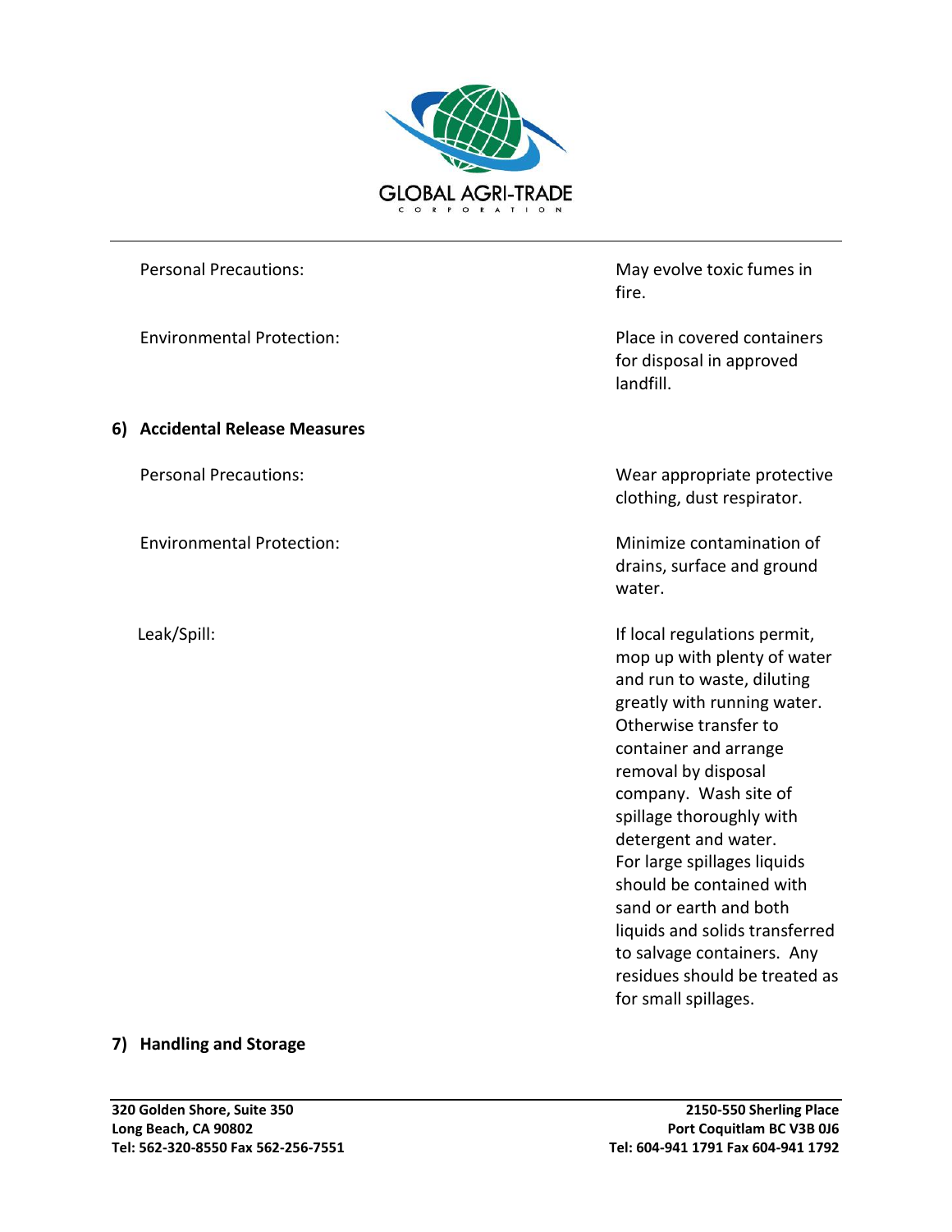| | |
|---|---|
| Personal Precautions: | May evolve toxic fumes in fire. |
| Environmental Protection: | Place in covered containers for disposal in approved landfill. |

## 6) Accidental Release Measures

| | |
|---|---|
| Personal Precautions: | Wear appropriate protective clothing, dust respirator. |
| Environmental Protection: | Minimize contamination of drains, surface and ground water. |
| Leak/Spill: | If local regulations permit, mop up with plenty of water and run to waste, diluting greatly with running water. Otherwise transfer to container and arrange removal by disposal company. Wash site of spillage thoroughly with detergent and water. For large spillages liquids should be contained with sand or earth and both liquids and solids transferred to salvage containers. Any residues should be treated as for small spillages. |

## 7) Handling and Storage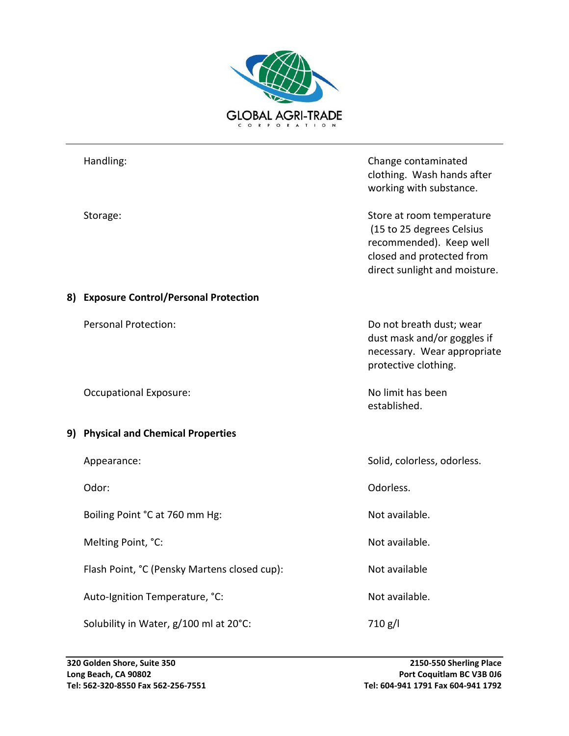| | |
|---|---|
| Handling: | Change contaminated clothing. Wash hands after working with substance. |
| Storage: | Store at room temperature (15 to 25 degrees Celsius recommended). Keep well closed and protected from direct sunlight and moisture. |

## 8) Exposure Control/Personal Protection

| | |
|---|---|
| Personal Protection: | Do not breath dust; wear dust mask and/or goggles if necessary. Wear appropriate protective clothing. |
| Occupational Exposure: | No limit has been established. |

## 9) Physical and Chemical Properties

| | |
|---|---|
| Appearance: | Solid, colorless, odorless. |
| Odor: | Odorless. |
| Boiling Point °C at 760 mm Hg: | Not available. |
| Melting Point, °C: | Not available. |
| Flash Point, °C (Pensky Martens closed cup): | Not available |
| Auto-Ignition Temperature, °C: | Not available. |
| Solubility in Water, g/100 ml at 20°C: | 710 g/l |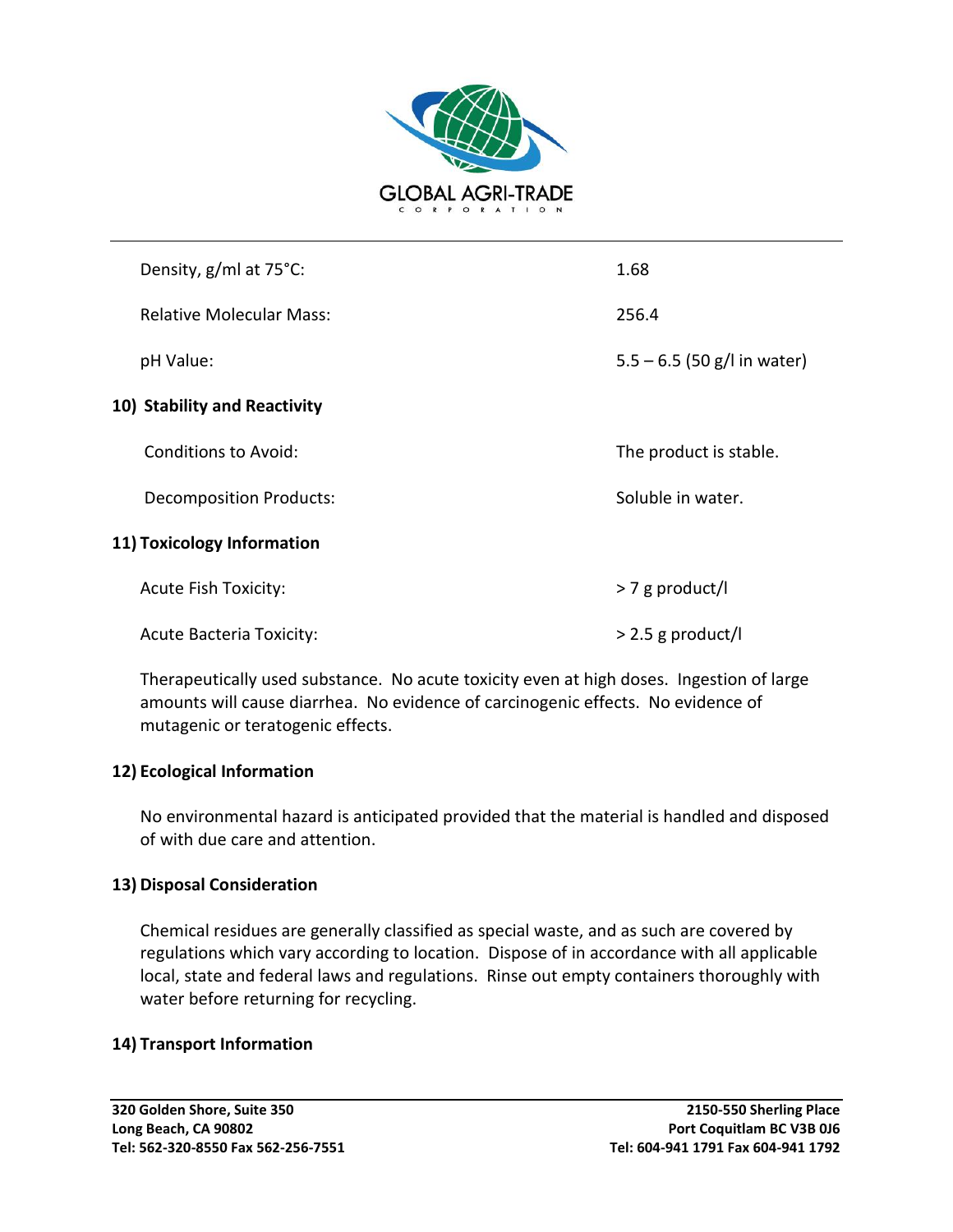| | |
|---|---|
| Density, g/ml at 75°C: | 1.68 |
| Relative Molecular Mass: | 256.4 |
| pH Value: | 5.5 – 6.5 (50 g/l in water) |

## 10) Stability and Reactivity

| | |
|---|---|
| Conditions to Avoid: | The product is stable. |
| Decomposition Products: | Soluble in water. |

## 11) Toxicology Information

| | |
|---|---|
| Acute Fish Toxicity: | > 7 g product/l |
| Acute Bacteria Toxicity: | > 2.5 g product/l |

Therapeutically used substance. No acute toxicity even at high doses. Ingestion of large amounts will cause diarrhea. No evidence of carcinogenic effects. No evidence of mutagenic or teratogenic effects.

## 12) Ecological Information

No environmental hazard is anticipated provided that the material is handled and disposed of with due care and attention.

## 13) Disposal Consideration

Chemical residues are generally classified as special waste, and as such are covered by regulations which vary according to location. Dispose of in accordance with all applicable local, state and federal laws and regulations. Rinse out empty containers thoroughly with water before returning for recycling.

## 14) Transport Information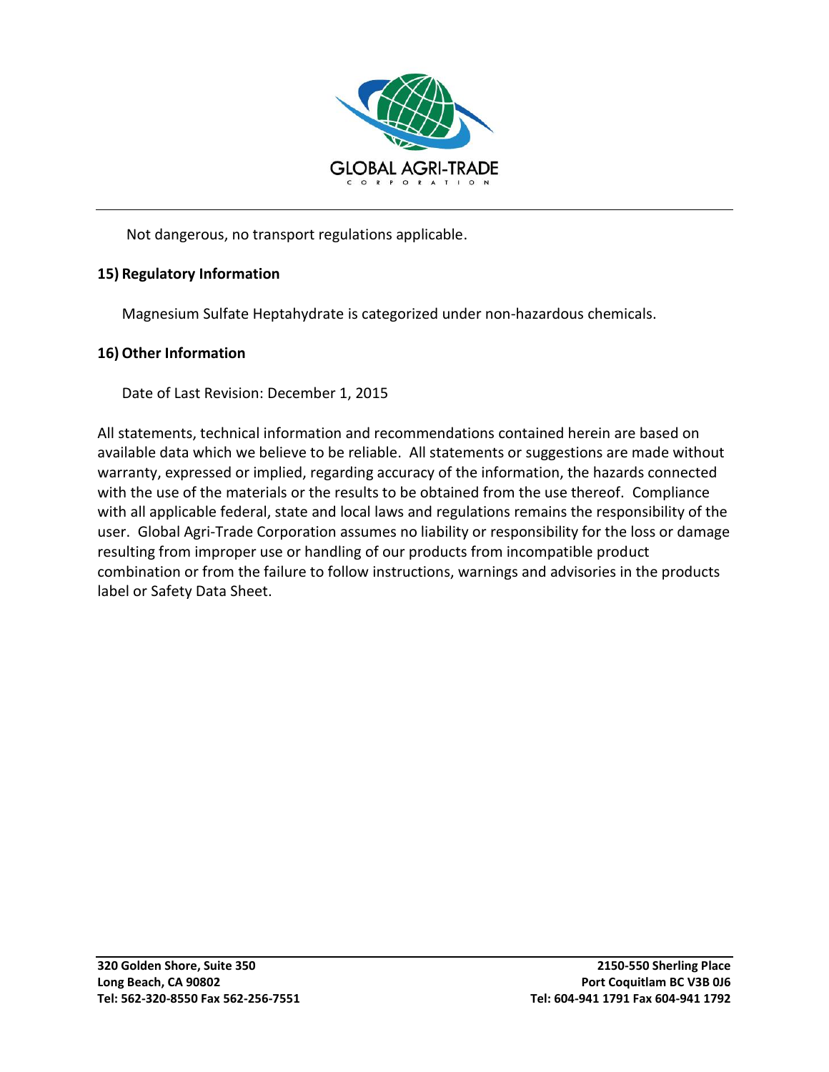Not dangerous, no transport regulations applicable.

## 15) Regulatory Information

Magnesium Sulfate Heptahydrate is categorized under non-hazardous chemicals.

## 16) Other Information

Date of Last Revision: December 1, 2015

All statements, technical information and recommendations contained herein are based on available data which we believe to be reliable. All statements or suggestions are made without warranty, expressed or implied, regarding accuracy of the information, the hazards connected with the use of the materials or the results to be obtained from the use thereof. Compliance with all applicable federal, state and local laws and regulations remains the responsibility of the user. Global Agri-Trade Corporation assumes no liability or responsibility for the loss or damage resulting from improper use or handling of our products from incompatible product combination or from the failure to follow instructions, warnings and advisories in the products label or Safety Data Sheet.